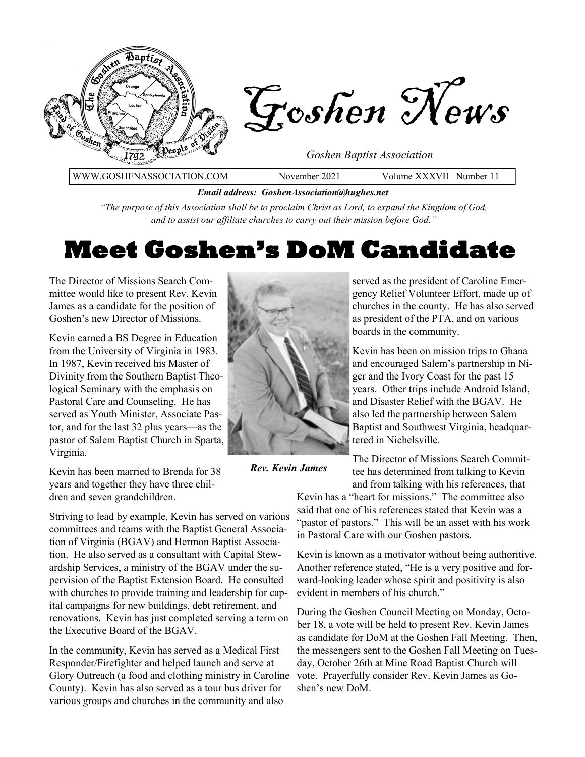# Goshen News

*Goshen Baptist Association*

WWW.GOSHENASSOCIATION.COM November 2021 Volume XXXVII Number 11

***Email address: GoshenAssociation@hughes.net***

*"The purpose of this Association shall be to proclaim Christ as Lord, to expand the Kingdom of God, and to assist our affiliate churches to carry out their mission before God."*

# Meet Goshen's DoM Candidate

The Director of Missions Search Committee would like to present Rev. Kevin James as a candidate for the position of Goshen's new Director of Missions.

Kevin earned a BS Degree in Education from the University of Virginia in 1983. In 1987, Kevin received his Master of Divinity from the Southern Baptist Theological Seminary with the emphasis on Pastoral Care and Counseling. He has served as Youth Minister, Associate Pastor, and for the last 32 plus years—as the pastor of Salem Baptist Church in Sparta, Virginia.

Kevin has been married to Brenda for 38 years and together they have three children and seven grandchildren.

Striving to lead by example, Kevin has served on various committees and teams with the Baptist General Association of Virginia (BGAV) and Hermon Baptist Association. He also served as a consultant with Capital Stewardship Services, a ministry of the BGAV under the supervision of the Baptist Extension Board. He consulted with churches to provide training and leadership for capital campaigns for new buildings, debt retirement, and renovations. Kevin has just completed serving a term on the Executive Board of the BGAV.

In the community, Kevin has served as a Medical First Responder/Firefighter and helped launch and serve at Glory Outreach (a food and clothing ministry in Caroline County). Kevin has also served as a tour bus driver for various groups and churches in the community and also served as the president of Caroline Emergency Relief Volunteer Effort, made up of churches in the county. He has also served as president of the PTA, and on various boards in the community.

*Rev. Kevin James*

Kevin has been on mission trips to Ghana and encouraged Salem's partnership in Niger and the Ivory Coast for the past 15 years. Other trips include Android Island, and Disaster Relief with the BGAV. He also led the partnership between Salem Baptist and Southwest Virginia, headquartered in Nichelsville.

The Director of Missions Search Committee has determined from talking to Kevin and from talking with his references, that Kevin has a "heart for missions." The committee also said that one of his references stated that Kevin was a "pastor of pastors." This will be an asset with his work in Pastoral Care with our Goshen pastors.

Kevin is known as a motivator without being authoritive. Another reference stated, "He is a very positive and forward-looking leader whose spirit and positivity is also evident in members of his church."

During the Goshen Council Meeting on Monday, October 18, a vote will be held to present Rev. Kevin James as candidate for DoM at the Goshen Fall Meeting. Then, the messengers sent to the Goshen Fall Meeting on Tuesday, October 26th at Mine Road Baptist Church will vote. Prayerfully consider Rev. Kevin James as Goshen's new DoM.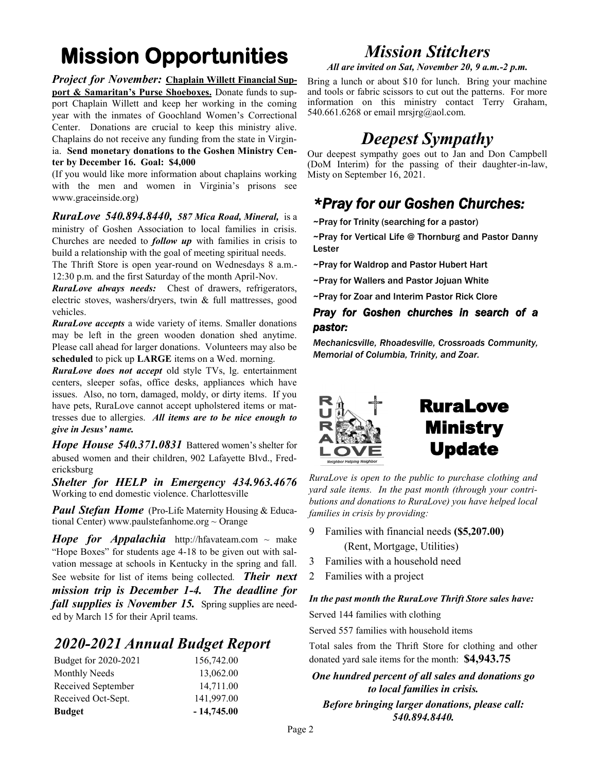# Mission Opportunities

***Project for November:*** **Chaplain Willett Financial Support & Samaritan's Purse Shoeboxes.** Donate funds to support Chaplain Willett and keep her working in the coming year with the inmates of Goochland Women's Correctional Center. Donations are crucial to keep this ministry alive. Chaplains do not receive any funding from the state in Virginia. **Send monetary donations to the Goshen Ministry Center by December 16. Goal: $4,000**

(If you would like more information about chaplains working with the men and women in Virginia's prisons see www.graceinside.org)

***RuraLove 540.894.8440,*** ***587 Mica Road, Mineral,*** is a ministry of Goshen Association to local families in crisis. Churches are needed to ***follow up*** with families in crisis to build a relationship with the goal of meeting spiritual needs.

The Thrift Store is open year-round on Wednesdays 8 a.m.-12:30 p.m. and the first Saturday of the month April-Nov.

***RuraLove always needs:*** Chest of drawers, refrigerators, electric stoves, washers/dryers, twin & full mattresses, good vehicles.

***RuraLove accepts*** a wide variety of items. Smaller donations may be left in the green wooden donation shed anytime. Please call ahead for larger donations. Volunteers may also be **scheduled** to pick up **LARGE** items on a Wed. morning.

***RuraLove does not accept*** old style TVs, lg. entertainment centers, sleeper sofas, office desks, appliances which have issues. Also, no torn, damaged, moldy, or dirty items. If you have pets, RuraLove cannot accept upholstered items or mattresses due to allergies. ***All items are to be nice enough to give in Jesus' name.***

***Hope House 540.371.0831*** Battered women's shelter for abused women and their children, 902 Lafayette Blvd., Fredericksburg

***Shelter for HELP in Emergency 434.963.4676*** Working to end domestic violence. Charlottesville

***Paul Stefan Home*** (Pro-Life Maternity Housing & Educational Center) www.paulstefanhome.org ~ Orange

***Hope for Appalachia*** http://hfavateam.com ~ make "Hope Boxes" for students age 4-18 to be given out with salvation message at schools in Kentucky in the spring and fall. See website for list of items being collected. ***Their next mission trip is December 1-4. The deadline for fall supplies is November 15.*** Spring supplies are needed by March 15 for their April teams.

## *2020-2021 Annual Budget Report*

| | |
|---|---|
| Budget for 2020-2021 | 156,742.00 |
| Monthly Needs | 13,062.00 |
| Received September | 14,711.00 |
| Received Oct-Sept. | 141,997.00 |
| **Budget** | **- 14,745.00** |

## *Mission Stitchers*

***All are invited on Sat, November 20, 9 a.m.-2 p.m.***

Bring a lunch or about $10 for lunch. Bring your machine and tools or fabric scissors to cut out the patterns. For more information on this ministry contact Terry Graham, 540.661.6268 or email mrsjrg@aol.com.

## *Deepest Sympathy*

Our deepest sympathy goes out to Jan and Don Campbell (DoM Interim) for the passing of their daughter-in-law, Misty on September 16, 2021.

## *\*Pray for our Goshen Churches:*

~Pray for Trinity (searching for a pastor)

~Pray for Vertical Life @ Thornburg and Pastor Danny Lester

~Pray for Waldrop and Pastor Hubert Hart

~Pray for Wallers and Pastor Jojuan White

~Pray for Zoar and Interim Pastor Rick Clore

***Pray for Goshen churches in search of a pastor:***

*Mechanicsville, Rhoadesville, Crossroads Community, Memorial of Columbia, Trinity, and Zoar.*

## RuraLove Ministry Update

*RuraLove is open to the public to purchase clothing and yard sale items. In the past month (through your contributions and donations to RuraLove) you have helped local families in crisis by providing:*

- 9 Families with financial needs **($5,207.00)** (Rent, Mortgage, Utilities)
- 3 Families with a household need
- 2 Families with a project

***In the past month the RuraLove Thrift Store sales have:***

Served 144 families with clothing

Served 557 families with household items

Total sales from the Thrift Store for clothing and other donated yard sale items for the month: **$4,943.75**

***One hundred percent of all sales and donations go to local families in crisis.***

***Before bringing larger donations, please call: 540.894.8440.***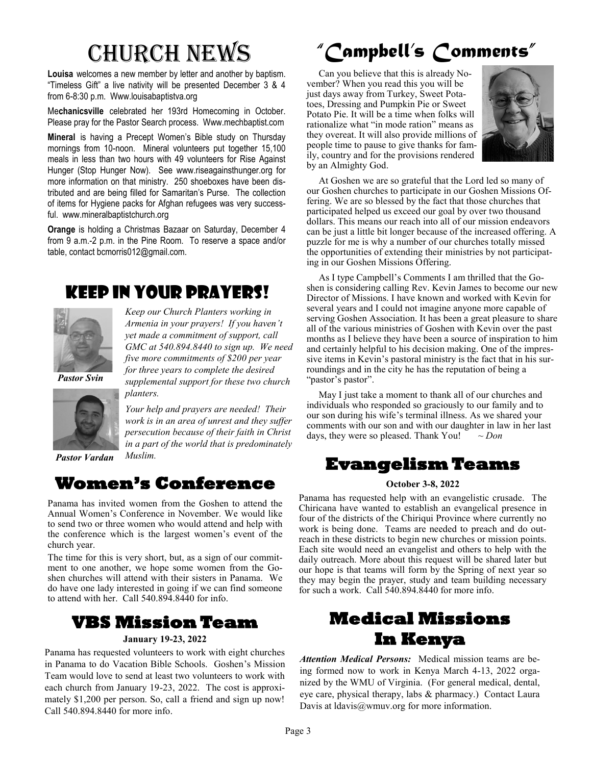# Church News

**Louisa** welcomes a new member by letter and another by baptism. "Timeless Gift" a live nativity will be presented December 3 & 4 from 6-8:30 p.m. Www.louisabaptistva.org

Me**chanicsville** celebrated her 193rd Homecoming in October. Please pray for the Pastor Search process. Www.mechbaptist.com

**Mineral** is having a Precept Women's Bible study on Thursday mornings from 10-noon. Mineral volunteers put together 15,100 meals in less than two hours with 49 volunteers for Rise Against Hunger (Stop Hunger Now). See www.riseagainsthunger.org for more information on that ministry. 250 shoeboxes have been distributed and are being filled for Samaritan's Purse. The collection of items for Hygiene packs for Afghan refugees was very successful. www.mineralbaptistchurch.org

**Orange** is holding a Christmas Bazaar on Saturday, December 4 from 9 a.m.-2 p.m. in the Pine Room. To reserve a space and/or table, contact bcmorris012@gmail.com.

## Keep in Your Prayers!

***Pastor Svin***

***Pastor Vardan***

*Keep our Church Planters working in Armenia in your prayers! If you haven't yet made a commitment of support, call GMC at 540.894.8440 to sign up. We need five more commitments of $200 per year for three years to complete the desired supplemental support for these two church planters.*

*Your help and prayers are needed! Their work is in an area of unrest and they suffer persecution because of their faith in Christ in a part of the world that is predominately Muslim.*

## Women's Conference

Panama has invited women from the Goshen to attend the Annual Women's Conference in November. We would like to send two or three women who would attend and help with the conference which is the largest women's event of the church year.

The time for this is very short, but, as a sign of our commitment to one another, we hope some women from the Goshen churches will attend with their sisters in Panama. We do have one lady interested in going if we can find someone to attend with her. Call 540.894.8440 for info.

## VBS Mission Team

**January 19-23, 2022**

Panama has requested volunteers to work with eight churches in Panama to do Vacation Bible Schools. Goshen's Mission Team would love to send at least two volunteers to work with each church from January 19-23, 2022. The cost is approximately $1,200 per person. So, call a friend and sign up now! Call 540.894.8440 for more info.

# "Campbell's Comments"

Can you believe that this is already November? When you read this you will be just days away from Turkey, Sweet Potatoes, Dressing and Pumpkin Pie or Sweet Potato Pie. It will be a time when folks will rationalize what "in mode ration" means as they overeat. It will also provide millions of people time to pause to give thanks for family, country and for the provisions rendered by an Almighty God.

At Goshen we are so grateful that the Lord led so many of our Goshen churches to participate in our Goshen Missions Offering. We are so blessed by the fact that those churches that participated helped us exceed our goal by over two thousand dollars. This means our reach into all of our mission endeavors can be just a little bit longer because of the increased offering. A puzzle for me is why a number of our churches totally missed the opportunities of extending their ministries by not participating in our Goshen Missions Offering.

As I type Campbell's Comments I am thrilled that the Goshen is considering calling Rev. Kevin James to become our new Director of Missions. I have known and worked with Kevin for several years and I could not imagine anyone more capable of serving Goshen Association. It has been a great pleasure to share all of the various ministries of Goshen with Kevin over the past months as I believe they have been a source of inspiration to him and certainly helpful to his decision making. One of the impressive items in Kevin's pastoral ministry is the fact that in his surroundings and in the city he has the reputation of being a "pastor's pastor".

May I just take a moment to thank all of our churches and individuals who responded so graciously to our family and to our son during his wife's terminal illness. As we shared your comments with our son and with our daughter in law in her last days, they were so pleased. Thank You! *~ Don*

## Evangelism Teams

**October 3-8, 2022**

Panama has requested help with an evangelistic crusade. The Chiricana have wanted to establish an evangelical presence in four of the districts of the Chiriqui Province where currently no work is being done. Teams are needed to preach and do outreach in these districts to begin new churches or mission points. Each site would need an evangelist and others to help with the daily outreach. More about this request will be shared later but our hope is that teams will form by the Spring of next year so they may begin the prayer, study and team building necessary for such a work. Call 540.894.8440 for more info.

## Medical Missions In Kenya

***Attention Medical Persons:*** Medical mission teams are being formed now to work in Kenya March 4-13, 2022 organized by the WMU of Virginia. (For general medical, dental, eye care, physical therapy, labs & pharmacy.) Contact Laura Davis at ldavis@wmuv.org for more information.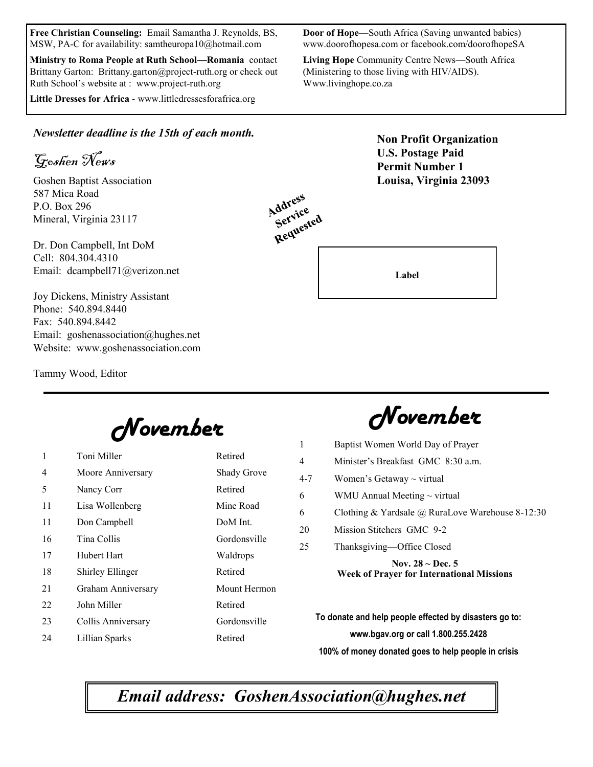**Free Christian Counseling:** Email Samantha J. Reynolds, BS, MSW, PA-C for availability: samtheuropa10@hotmail.com

**Ministry to Roma People at Ruth School—Romania** contact Brittany Garton: Brittany.garton@project-ruth.org or check out Ruth School's website at : www.project-ruth.org

**Little Dresses for Africa** - www.littledressesforafrica.org

**Door of Hope**—South Africa (Saving unwanted babies) www.doorofhopesa.com or facebook.com/doorofhopeSA

**Living Hope** Community Centre News—South Africa (Ministering to those living with HIV/AIDS). Www.livinghope.co.za

***Newsletter deadline is the 15th of each month.***

## Goshen News

Goshen Baptist Association
587 Mica Road
P.O. Box 296
Mineral, Virginia 23117

Dr. Don Campbell, Int DoM
Cell: 804.304.4310
Email: dcampbell71@verizon.net

Joy Dickens, Ministry Assistant
Phone: 540.894.8440
Fax: 540.894.8442
Email: goshenassociation@hughes.net
Website: www.goshenassociation.com

Tammy Wood, Editor

**Non Profit Organization**
**U.S. Postage Paid**
**Permit Number 1**
**Louisa, Virginia 23093**

**Address Service Requested**

**Label**

## November

| | | |
|---|---|---|
| 1 | Toni Miller | Retired |
| 4 | Moore Anniversary | Shady Grove |
| 5 | Nancy Corr | Retired |
| 11 | Lisa Wollenberg | Mine Road |
| 11 | Don Campbell | DoM Int. |
| 16 | Tina Collis | Gordonsville |
| 17 | Hubert Hart | Waldrops |
| 18 | Shirley Ellinger | Retired |
| 21 | Graham Anniversary | Mount Hermon |
| 22 | John Miller | Retired |
| 23 | Collis Anniversary | Gordonsville |
| 24 | Lillian Sparks | Retired |

## November

| | |
|---|---|
| 1 | Baptist Women World Day of Prayer |
| 4 | Minister's Breakfast GMC 8:30 a.m. |
| 4-7 | Women's Getaway ~ virtual |
| 6 | WMU Annual Meeting ~ virtual |
| 6 | Clothing & Yardsale @ RuraLove Warehouse 8-12:30 |
| 20 | Mission Stitchers GMC 9-2 |
| 25 | Thanksgiving—Office Closed |

**Nov. 28 ~ Dec. 5**
**Week of Prayer for International Missions**

**To donate and help people effected by disasters go to:**
**www.bgav.org or call 1.800.255.2428**
**100% of money donated goes to help people in crisis**

***Email address: GoshenAssociation@hughes.net***